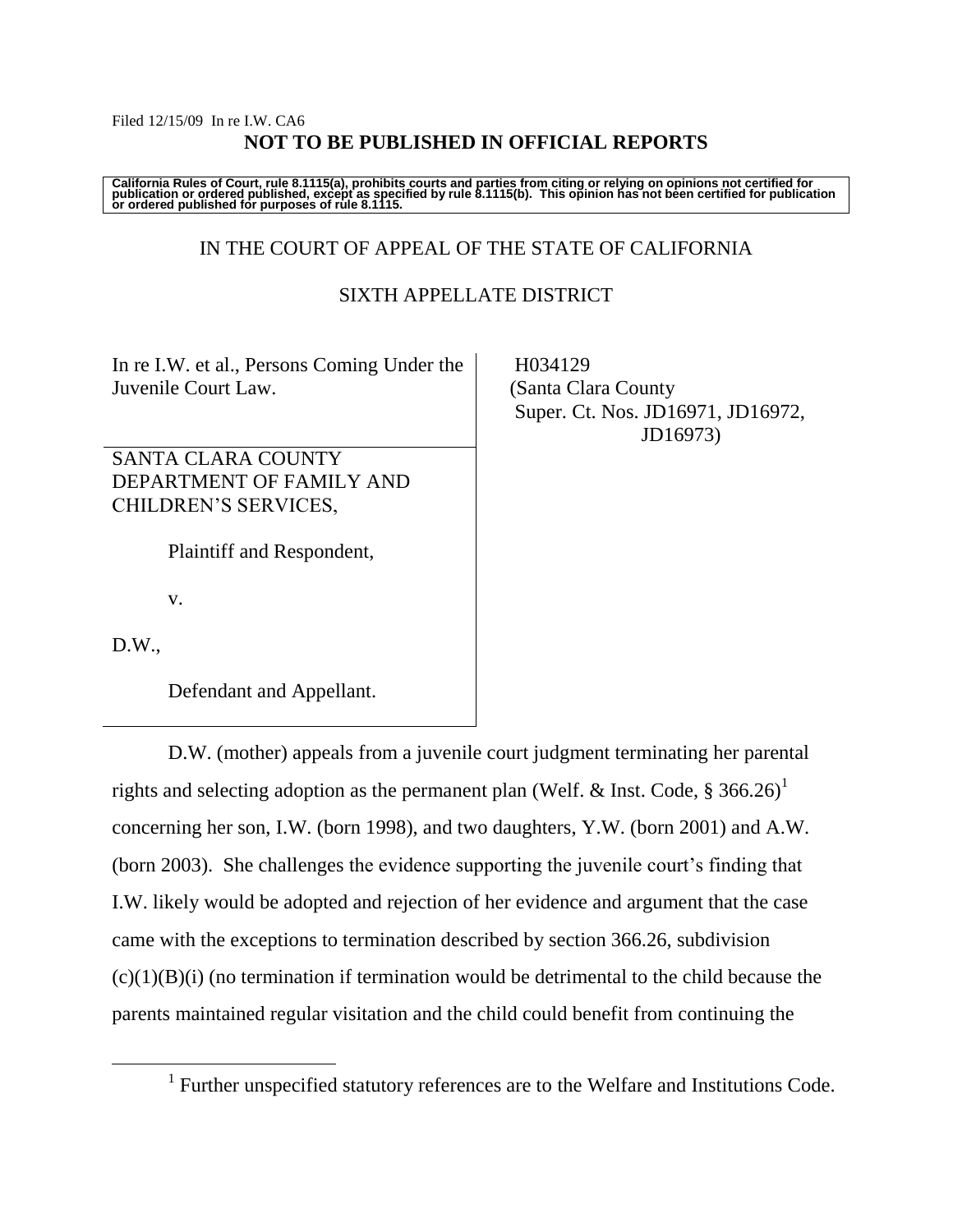Filed 12/15/09 In re I.W. CA6

**NOT TO BE PUBLISHED IN OFFICIAL REPORTS**

**California Rules of Court, rule 8.1115(a), prohibits courts and parties from citing or relying on opinions not certified for publication or ordered published, except as specified by rule 8.1115(b). This opinion has not been certified for publication or ordered published for purposes of rule 8.1115.**

IN THE COURT OF APPEAL OF THE STATE OF CALIFORNIA

SIXTH APPELLATE DISTRICT

| | |
|---|---|
| In re I.W. et al., Persons Coming Under the Juvenile Court Law. | H034129<br>(Santa Clara County<br>Super. Ct. Nos. JD16971, JD16972, JD16973) |
| SANTA CLARA COUNTY DEPARTMENT OF FAMILY AND CHILDREN'S SERVICES,<br><br>Plaintiff and Respondent,<br><br>v.<br><br>D.W.,<br><br>Defendant and Appellant. | |

D.W. (mother) appeals from a juvenile court judgment terminating her parental rights and selecting adoption as the permanent plan (Welf. & Inst. Code, § 366.26)[1] concerning her son, I.W. (born 1998), and two daughters, Y.W. (born 2001) and A.W. (born 2003). She challenges the evidence supporting the juvenile court's finding that I.W. likely would be adopted and rejection of her evidence and argument that the case came with the exceptions to termination described by section 366.26, subdivision (c)(1)(B)(i) (no termination if termination would be detrimental to the child because the parents maintained regular visitation and the child could benefit from continuing the

[1] Further unspecified statutory references are to the Welfare and Institutions Code.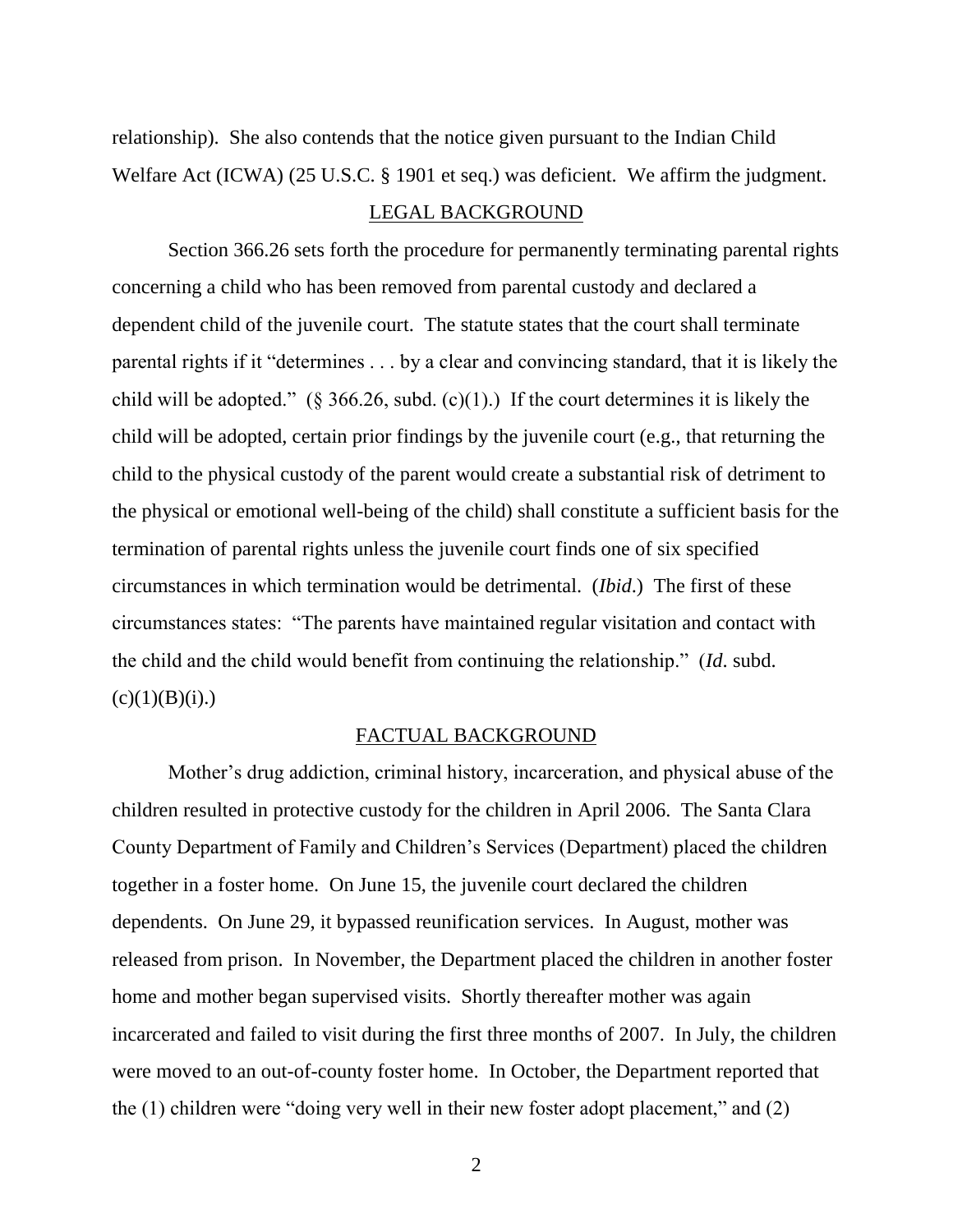relationship). She also contends that the notice given pursuant to the Indian Child Welfare Act (ICWA) (25 U.S.C. § 1901 et seq.) was deficient. We affirm the judgment.

## LEGAL BACKGROUND

Section 366.26 sets forth the procedure for permanently terminating parental rights concerning a child who has been removed from parental custody and declared a dependent child of the juvenile court. The statute states that the court shall terminate parental rights if it "determines . . . by a clear and convincing standard, that it is likely the child will be adopted." (§ 366.26, subd. (c)(1).) If the court determines it is likely the child will be adopted, certain prior findings by the juvenile court (e.g., that returning the child to the physical custody of the parent would create a substantial risk of detriment to the physical or emotional well-being of the child) shall constitute a sufficient basis for the termination of parental rights unless the juvenile court finds one of six specified circumstances in which termination would be detrimental. (*Ibid*.) The first of these circumstances states: "The parents have maintained regular visitation and contact with the child and the child would benefit from continuing the relationship." (*Id*. subd. (c)(1)(B)(i).)

## FACTUAL BACKGROUND

Mother's drug addiction, criminal history, incarceration, and physical abuse of the children resulted in protective custody for the children in April 2006. The Santa Clara County Department of Family and Children's Services (Department) placed the children together in a foster home. On June 15, the juvenile court declared the children dependents. On June 29, it bypassed reunification services. In August, mother was released from prison. In November, the Department placed the children in another foster home and mother began supervised visits. Shortly thereafter mother was again incarcerated and failed to visit during the first three months of 2007. In July, the children were moved to an out-of-county foster home. In October, the Department reported that the (1) children were "doing very well in their new foster adopt placement," and (2)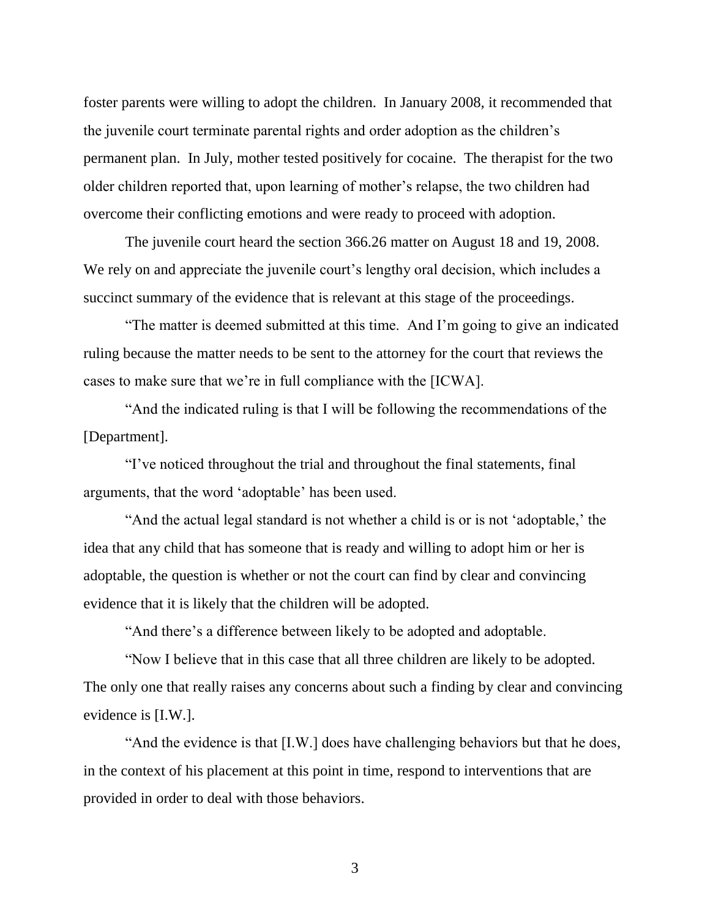foster parents were willing to adopt the children. In January 2008, it recommended that the juvenile court terminate parental rights and order adoption as the children's permanent plan. In July, mother tested positively for cocaine. The therapist for the two older children reported that, upon learning of mother's relapse, the two children had overcome their conflicting emotions and were ready to proceed with adoption.

The juvenile court heard the section 366.26 matter on August 18 and 19, 2008. We rely on and appreciate the juvenile court's lengthy oral decision, which includes a succinct summary of the evidence that is relevant at this stage of the proceedings.

"The matter is deemed submitted at this time. And I'm going to give an indicated ruling because the matter needs to be sent to the attorney for the court that reviews the cases to make sure that we're in full compliance with the [ICWA].

"And the indicated ruling is that I will be following the recommendations of the [Department].

"I've noticed throughout the trial and throughout the final statements, final arguments, that the word 'adoptable' has been used.

"And the actual legal standard is not whether a child is or is not 'adoptable,' the idea that any child that has someone that is ready and willing to adopt him or her is adoptable, the question is whether or not the court can find by clear and convincing evidence that it is likely that the children will be adopted.

"And there's a difference between likely to be adopted and adoptable.

"Now I believe that in this case that all three children are likely to be adopted. The only one that really raises any concerns about such a finding by clear and convincing evidence is [I.W.].

"And the evidence is that [I.W.] does have challenging behaviors but that he does, in the context of his placement at this point in time, respond to interventions that are provided in order to deal with those behaviors.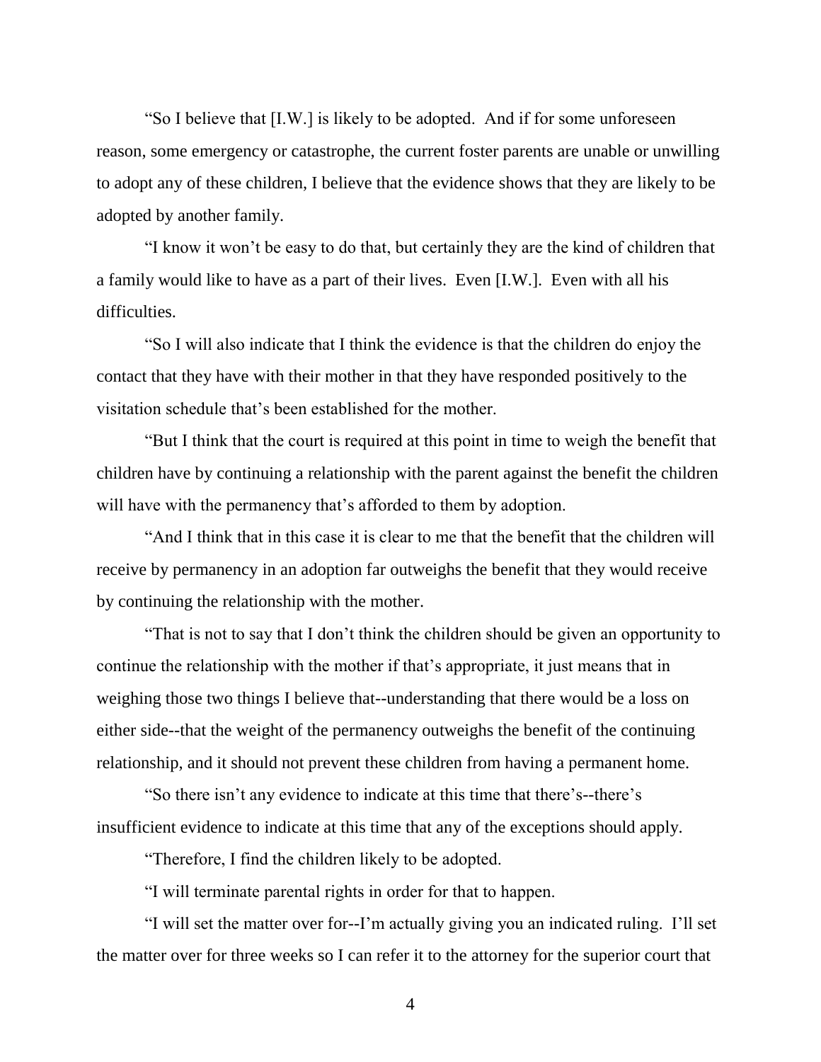"So I believe that [I.W.] is likely to be adopted. And if for some unforeseen reason, some emergency or catastrophe, the current foster parents are unable or unwilling to adopt any of these children, I believe that the evidence shows that they are likely to be adopted by another family.

"I know it won't be easy to do that, but certainly they are the kind of children that a family would like to have as a part of their lives. Even [I.W.]. Even with all his difficulties.

"So I will also indicate that I think the evidence is that the children do enjoy the contact that they have with their mother in that they have responded positively to the visitation schedule that's been established for the mother.

"But I think that the court is required at this point in time to weigh the benefit that children have by continuing a relationship with the parent against the benefit the children will have with the permanency that's afforded to them by adoption.

"And I think that in this case it is clear to me that the benefit that the children will receive by permanency in an adoption far outweighs the benefit that they would receive by continuing the relationship with the mother.

"That is not to say that I don't think the children should be given an opportunity to continue the relationship with the mother if that's appropriate, it just means that in weighing those two things I believe that--understanding that there would be a loss on either side--that the weight of the permanency outweighs the benefit of the continuing relationship, and it should not prevent these children from having a permanent home.

"So there isn't any evidence to indicate at this time that there's--there's insufficient evidence to indicate at this time that any of the exceptions should apply.

"Therefore, I find the children likely to be adopted.

"I will terminate parental rights in order for that to happen.

"I will set the matter over for--I'm actually giving you an indicated ruling. I'll set the matter over for three weeks so I can refer it to the attorney for the superior court that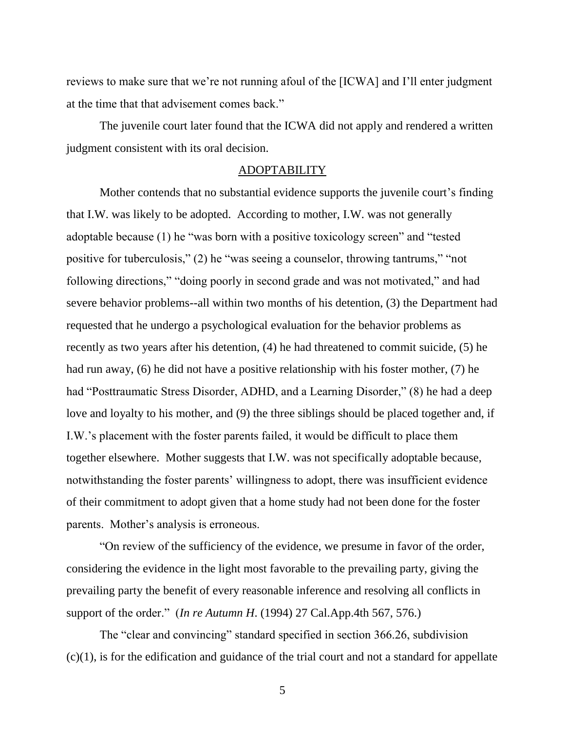reviews to make sure that we're not running afoul of the [ICWA] and I'll enter judgment at the time that that advisement comes back."

The juvenile court later found that the ICWA did not apply and rendered a written judgment consistent with its oral decision.

## ADOPTABILITY

Mother contends that no substantial evidence supports the juvenile court's finding that I.W. was likely to be adopted. According to mother, I.W. was not generally adoptable because (1) he "was born with a positive toxicology screen" and "tested positive for tuberculosis," (2) he "was seeing a counselor, throwing tantrums," "not following directions," "doing poorly in second grade and was not motivated," and had severe behavior problems--all within two months of his detention, (3) the Department had requested that he undergo a psychological evaluation for the behavior problems as recently as two years after his detention, (4) he had threatened to commit suicide, (5) he had run away, (6) he did not have a positive relationship with his foster mother, (7) he had "Posttraumatic Stress Disorder, ADHD, and a Learning Disorder," (8) he had a deep love and loyalty to his mother, and (9) the three siblings should be placed together and, if I.W.'s placement with the foster parents failed, it would be difficult to place them together elsewhere. Mother suggests that I.W. was not specifically adoptable because, notwithstanding the foster parents' willingness to adopt, there was insufficient evidence of their commitment to adopt given that a home study had not been done for the foster parents. Mother's analysis is erroneous.

"On review of the sufficiency of the evidence, we presume in favor of the order, considering the evidence in the light most favorable to the prevailing party, giving the prevailing party the benefit of every reasonable inference and resolving all conflicts in support of the order." (*In re Autumn H.* (1994) 27 Cal.App.4th 567, 576.)

The "clear and convincing" standard specified in section 366.26, subdivision (c)(1), is for the edification and guidance of the trial court and not a standard for appellate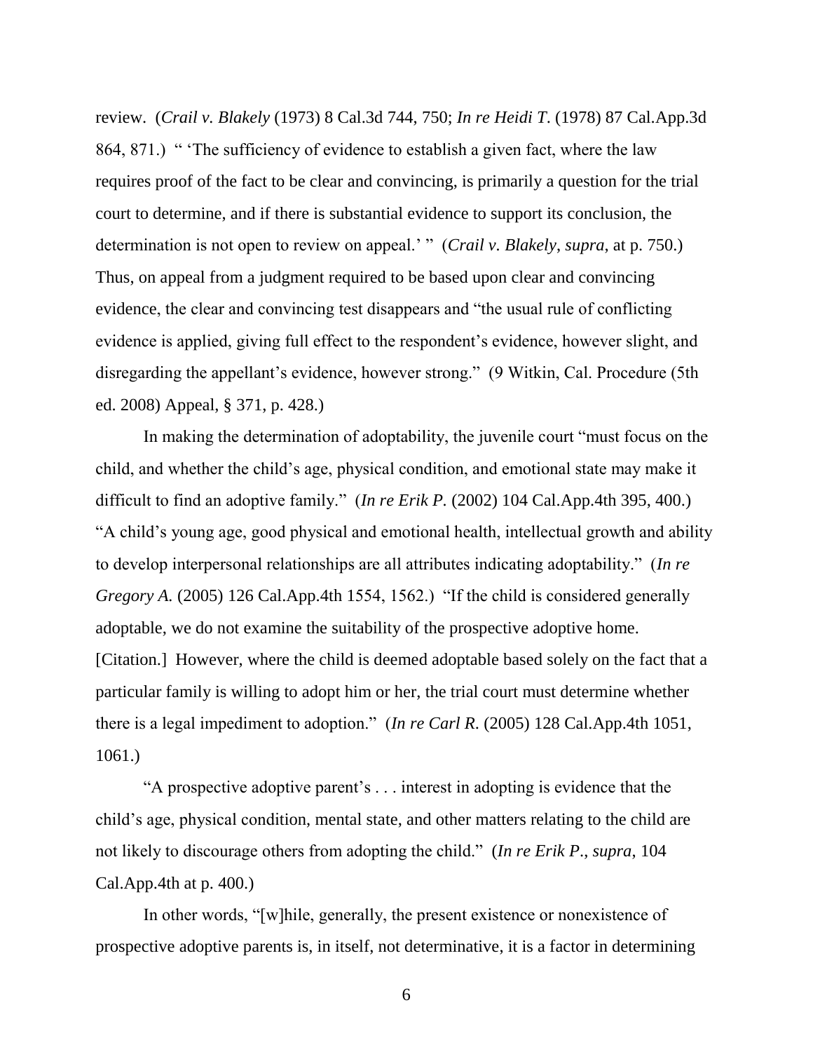review. (*Crail v. Blakely* (1973) 8 Cal.3d 744, 750; *In re Heidi T.* (1978) 87 Cal.App.3d 864, 871.) " 'The sufficiency of evidence to establish a given fact, where the law requires proof of the fact to be clear and convincing, is primarily a question for the trial court to determine, and if there is substantial evidence to support its conclusion, the determination is not open to review on appeal.' " (*Crail v. Blakely*, *supra*, at p. 750.) Thus, on appeal from a judgment required to be based upon clear and convincing evidence, the clear and convincing test disappears and "the usual rule of conflicting evidence is applied, giving full effect to the respondent's evidence, however slight, and disregarding the appellant's evidence, however strong." (9 Witkin, Cal. Procedure (5th ed. 2008) Appeal, § 371, p. 428.)

In making the determination of adoptability, the juvenile court "must focus on the child, and whether the child's age, physical condition, and emotional state may make it difficult to find an adoptive family." (*In re Erik P.* (2002) 104 Cal.App.4th 395, 400.) "A child's young age, good physical and emotional health, intellectual growth and ability to develop interpersonal relationships are all attributes indicating adoptability." (*In re Gregory A.* (2005) 126 Cal.App.4th 1554, 1562.) "If the child is considered generally adoptable, we do not examine the suitability of the prospective adoptive home. [Citation.] However, where the child is deemed adoptable based solely on the fact that a particular family is willing to adopt him or her, the trial court must determine whether there is a legal impediment to adoption." (*In re Carl R.* (2005) 128 Cal.App.4th 1051, 1061.)

"A prospective adoptive parent's . . . interest in adopting is evidence that the child's age, physical condition, mental state, and other matters relating to the child are not likely to discourage others from adopting the child." (*In re Erik P.*, *supra*, 104 Cal.App.4th at p. 400.)

In other words, "[w]hile, generally, the present existence or nonexistence of prospective adoptive parents is, in itself, not determinative, it is a factor in determining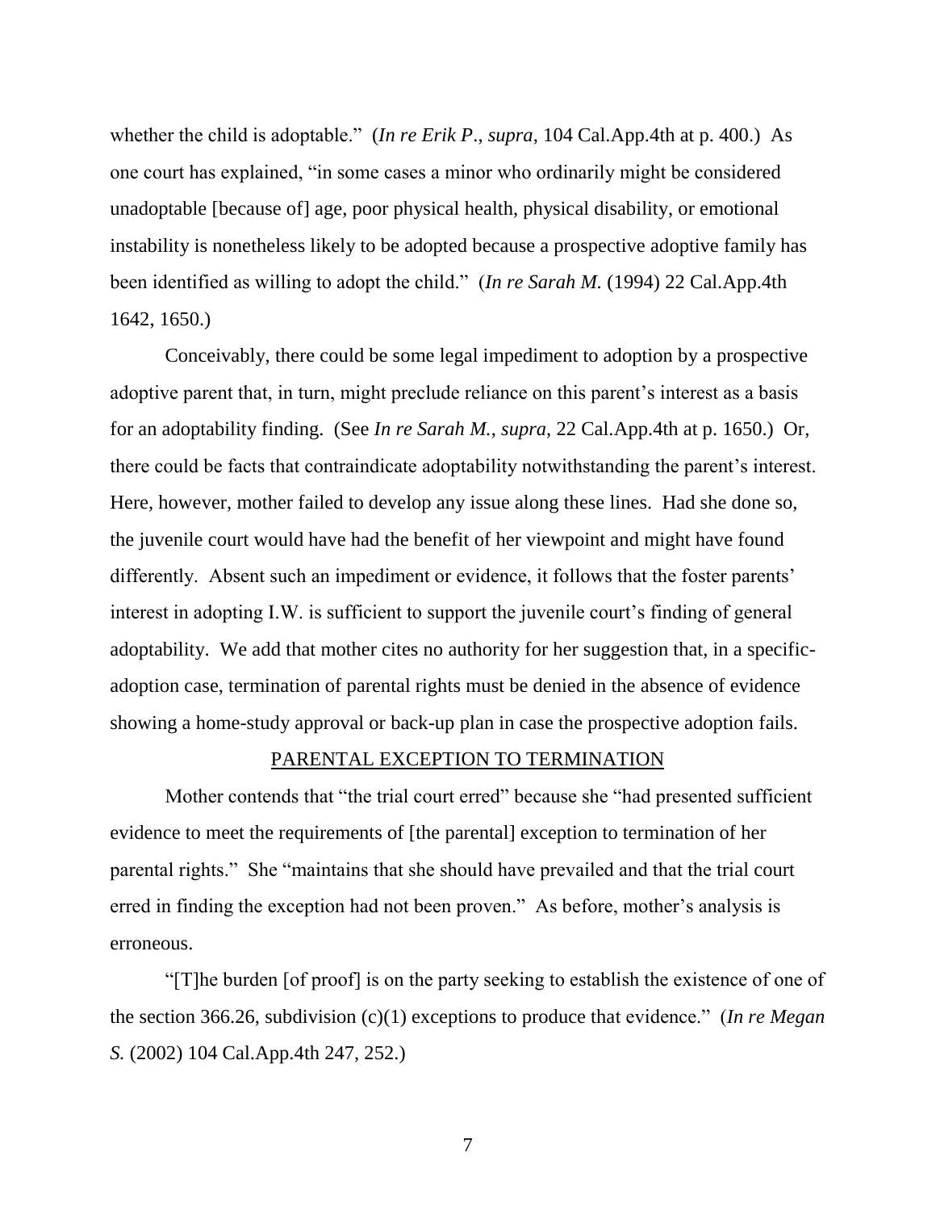whether the child is adoptable." (*In re Erik P*., *supra*, 104 Cal.App.4th at p. 400.) As one court has explained, "in some cases a minor who ordinarily might be considered unadoptable [because of] age, poor physical health, physical disability, or emotional instability is nonetheless likely to be adopted because a prospective adoptive family has been identified as willing to adopt the child." (*In re Sarah M.* (1994) 22 Cal.App.4th 1642, 1650.)

Conceivably, there could be some legal impediment to adoption by a prospective adoptive parent that, in turn, might preclude reliance on this parent's interest as a basis for an adoptability finding. (See *In re Sarah M.*, *supra*, 22 Cal.App.4th at p. 1650.) Or, there could be facts that contraindicate adoptability notwithstanding the parent's interest. Here, however, mother failed to develop any issue along these lines. Had she done so, the juvenile court would have had the benefit of her viewpoint and might have found differently. Absent such an impediment or evidence, it follows that the foster parents' interest in adopting I.W. is sufficient to support the juvenile court's finding of general adoptability. We add that mother cites no authority for her suggestion that, in a specific-adoption case, termination of parental rights must be denied in the absence of evidence showing a home-study approval or back-up plan in case the prospective adoption fails.

## PARENTAL EXCEPTION TO TERMINATION

Mother contends that "the trial court erred" because she "had presented sufficient evidence to meet the requirements of [the parental] exception to termination of her parental rights." She "maintains that she should have prevailed and that the trial court erred in finding the exception had not been proven." As before, mother's analysis is erroneous.

"[T]he burden [of proof] is on the party seeking to establish the existence of one of the section 366.26, subdivision (c)(1) exceptions to produce that evidence." (*In re Megan S.* (2002) 104 Cal.App.4th 247, 252.)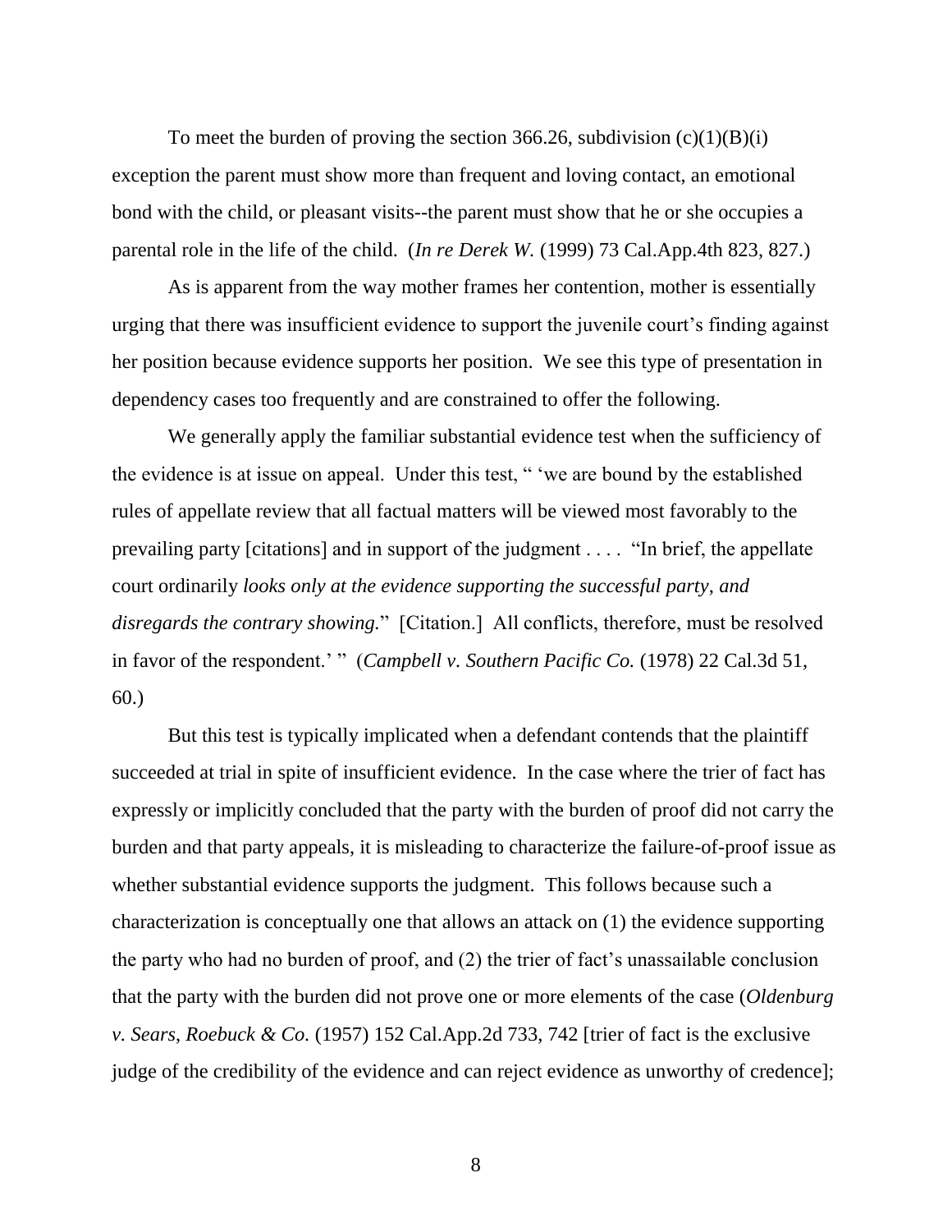To meet the burden of proving the section 366.26, subdivision (c)(1)(B)(i) exception the parent must show more than frequent and loving contact, an emotional bond with the child, or pleasant visits--the parent must show that he or she occupies a parental role in the life of the child. (*In re Derek W.* (1999) 73 Cal.App.4th 823, 827.)

As is apparent from the way mother frames her contention, mother is essentially urging that there was insufficient evidence to support the juvenile court's finding against her position because evidence supports her position. We see this type of presentation in dependency cases too frequently and are constrained to offer the following.

We generally apply the familiar substantial evidence test when the sufficiency of the evidence is at issue on appeal. Under this test, " 'we are bound by the established rules of appellate review that all factual matters will be viewed most favorably to the prevailing party [citations] and in support of the judgment . . . . "In brief, the appellate court ordinarily *looks only at the evidence supporting the successful party, and disregards the contrary showing.*" [Citation.] All conflicts, therefore, must be resolved in favor of the respondent.' " (*Campbell v. Southern Pacific Co.* (1978) 22 Cal.3d 51, 60.)

But this test is typically implicated when a defendant contends that the plaintiff succeeded at trial in spite of insufficient evidence. In the case where the trier of fact has expressly or implicitly concluded that the party with the burden of proof did not carry the burden and that party appeals, it is misleading to characterize the failure-of-proof issue as whether substantial evidence supports the judgment. This follows because such a characterization is conceptually one that allows an attack on (1) the evidence supporting the party who had no burden of proof, and (2) the trier of fact's unassailable conclusion that the party with the burden did not prove one or more elements of the case (*Oldenburg v. Sears, Roebuck & Co.* (1957) 152 Cal.App.2d 733, 742 [trier of fact is the exclusive judge of the credibility of the evidence and can reject evidence as unworthy of credence];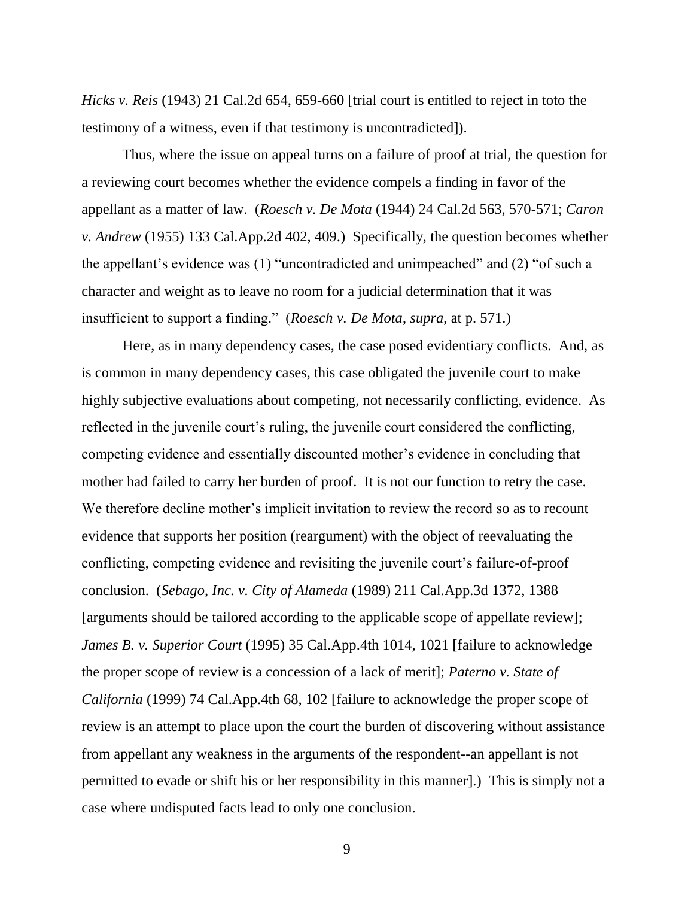*Hicks v. Reis* (1943) 21 Cal.2d 654, 659-660 [trial court is entitled to reject in toto the testimony of a witness, even if that testimony is uncontradicted]).

Thus, where the issue on appeal turns on a failure of proof at trial, the question for a reviewing court becomes whether the evidence compels a finding in favor of the appellant as a matter of law. (*Roesch v. De Mota* (1944) 24 Cal.2d 563, 570-571; *Caron v. Andrew* (1955) 133 Cal.App.2d 402, 409.) Specifically, the question becomes whether the appellant's evidence was (1) "uncontradicted and unimpeached" and (2) "of such a character and weight as to leave no room for a judicial determination that it was insufficient to support a finding." (*Roesch v. De Mota*, *supra*, at p. 571.)

Here, as in many dependency cases, the case posed evidentiary conflicts. And, as is common in many dependency cases, this case obligated the juvenile court to make highly subjective evaluations about competing, not necessarily conflicting, evidence. As reflected in the juvenile court's ruling, the juvenile court considered the conflicting, competing evidence and essentially discounted mother's evidence in concluding that mother had failed to carry her burden of proof. It is not our function to retry the case. We therefore decline mother's implicit invitation to review the record so as to recount evidence that supports her position (reargument) with the object of reevaluating the conflicting, competing evidence and revisiting the juvenile court's failure-of-proof conclusion. (*Sebago, Inc. v. City of Alameda* (1989) 211 Cal.App.3d 1372, 1388 [arguments should be tailored according to the applicable scope of appellate review]; *James B. v. Superior Court* (1995) 35 Cal.App.4th 1014, 1021 [failure to acknowledge the proper scope of review is a concession of a lack of merit]; *Paterno v. State of California* (1999) 74 Cal.App.4th 68, 102 [failure to acknowledge the proper scope of review is an attempt to place upon the court the burden of discovering without assistance from appellant any weakness in the arguments of the respondent--an appellant is not permitted to evade or shift his or her responsibility in this manner].) This is simply not a case where undisputed facts lead to only one conclusion.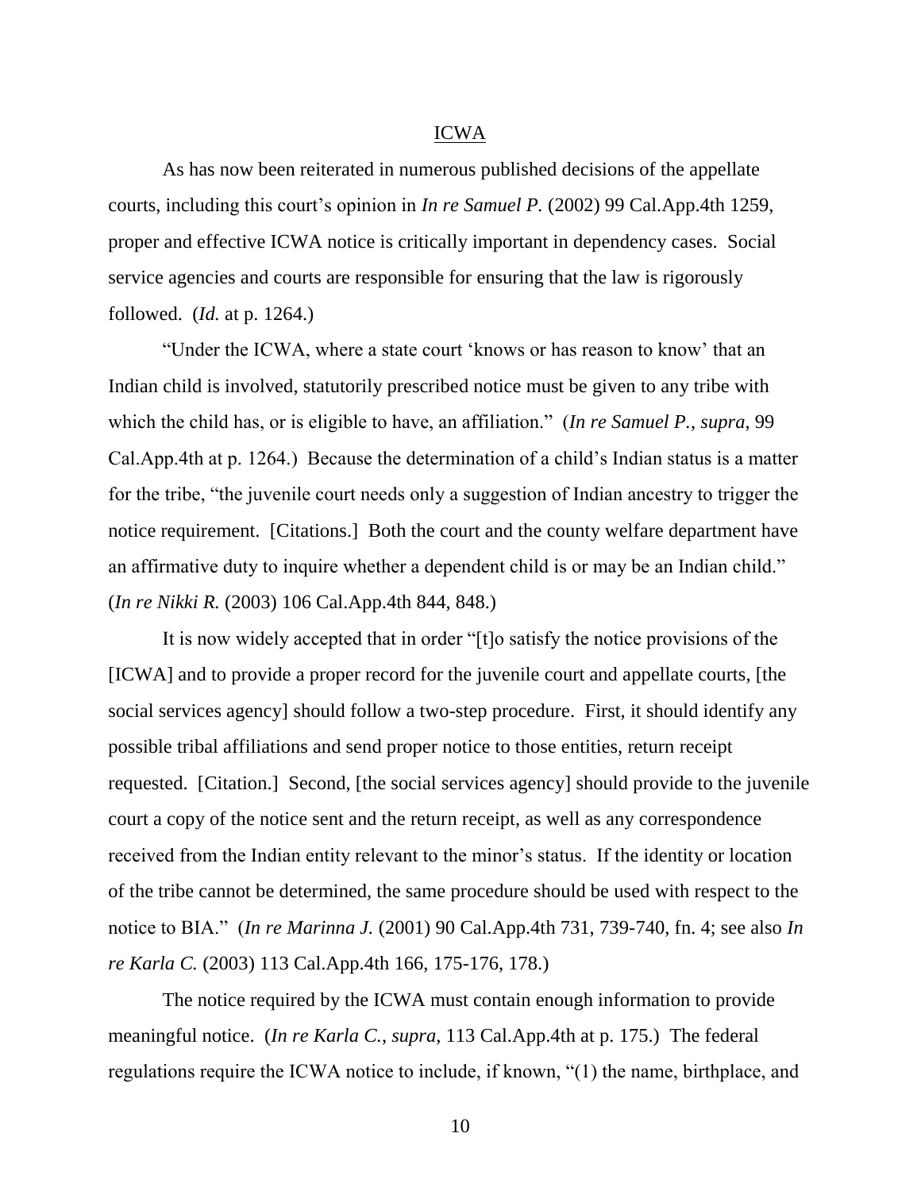## ICWA

As has now been reiterated in numerous published decisions of the appellate courts, including this court's opinion in *In re Samuel P.* (2002) 99 Cal.App.4th 1259, proper and effective ICWA notice is critically important in dependency cases. Social service agencies and courts are responsible for ensuring that the law is rigorously followed. (*Id.* at p. 1264.)

"Under the ICWA, where a state court 'knows or has reason to know' that an Indian child is involved, statutorily prescribed notice must be given to any tribe with which the child has, or is eligible to have, an affiliation." (*In re Samuel P.*, *supra*, 99 Cal.App.4th at p. 1264.) Because the determination of a child's Indian status is a matter for the tribe, "the juvenile court needs only a suggestion of Indian ancestry to trigger the notice requirement. [Citations.] Both the court and the county welfare department have an affirmative duty to inquire whether a dependent child is or may be an Indian child." (*In re Nikki R.* (2003) 106 Cal.App.4th 844, 848.)

It is now widely accepted that in order "[t]o satisfy the notice provisions of the [ICWA] and to provide a proper record for the juvenile court and appellate courts, [the social services agency] should follow a two-step procedure. First, it should identify any possible tribal affiliations and send proper notice to those entities, return receipt requested. [Citation.] Second, [the social services agency] should provide to the juvenile court a copy of the notice sent and the return receipt, as well as any correspondence received from the Indian entity relevant to the minor's status. If the identity or location of the tribe cannot be determined, the same procedure should be used with respect to the notice to BIA." (*In re Marinna J.* (2001) 90 Cal.App.4th 731, 739-740, fn. 4; see also *In re Karla C.* (2003) 113 Cal.App.4th 166, 175-176, 178.)

The notice required by the ICWA must contain enough information to provide meaningful notice. (*In re Karla C.*, *supra*, 113 Cal.App.4th at p. 175.) The federal regulations require the ICWA notice to include, if known, "(1) the name, birthplace, and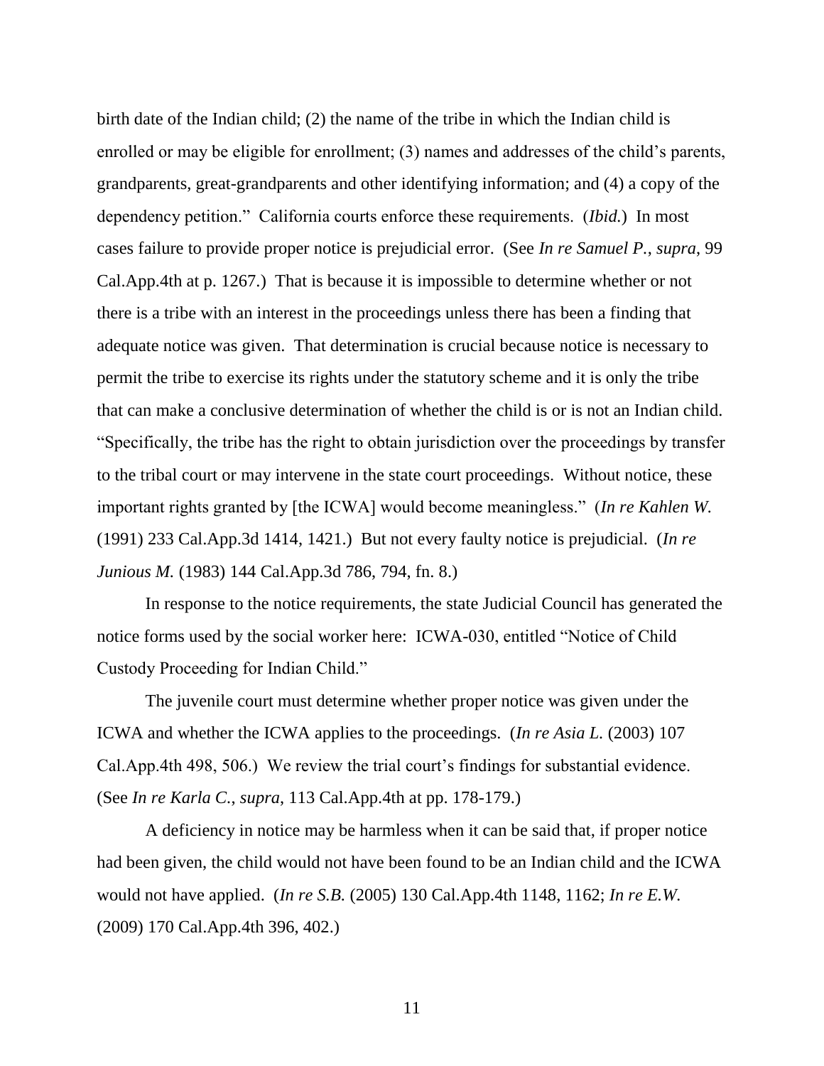birth date of the Indian child; (2) the name of the tribe in which the Indian child is enrolled or may be eligible for enrollment; (3) names and addresses of the child's parents, grandparents, great-grandparents and other identifying information; and (4) a copy of the dependency petition." California courts enforce these requirements. (*Ibid.*) In most cases failure to provide proper notice is prejudicial error. (See *In re Samuel P.*, *supra*, 99 Cal.App.4th at p. 1267.) That is because it is impossible to determine whether or not there is a tribe with an interest in the proceedings unless there has been a finding that adequate notice was given. That determination is crucial because notice is necessary to permit the tribe to exercise its rights under the statutory scheme and it is only the tribe that can make a conclusive determination of whether the child is or is not an Indian child. "Specifically, the tribe has the right to obtain jurisdiction over the proceedings by transfer to the tribal court or may intervene in the state court proceedings. Without notice, these important rights granted by [the ICWA] would become meaningless." (*In re Kahlen W.* (1991) 233 Cal.App.3d 1414, 1421.) But not every faulty notice is prejudicial. (*In re Junious M.* (1983) 144 Cal.App.3d 786, 794, fn. 8.)

In response to the notice requirements, the state Judicial Council has generated the notice forms used by the social worker here: ICWA-030, entitled "Notice of Child Custody Proceeding for Indian Child."

The juvenile court must determine whether proper notice was given under the ICWA and whether the ICWA applies to the proceedings. (*In re Asia L.* (2003) 107 Cal.App.4th 498, 506.) We review the trial court's findings for substantial evidence. (See *In re Karla C.*, *supra*, 113 Cal.App.4th at pp. 178-179.)

A deficiency in notice may be harmless when it can be said that, if proper notice had been given, the child would not have been found to be an Indian child and the ICWA would not have applied. (*In re S.B.* (2005) 130 Cal.App.4th 1148, 1162; *In re E.W.* (2009) 170 Cal.App.4th 396, 402.)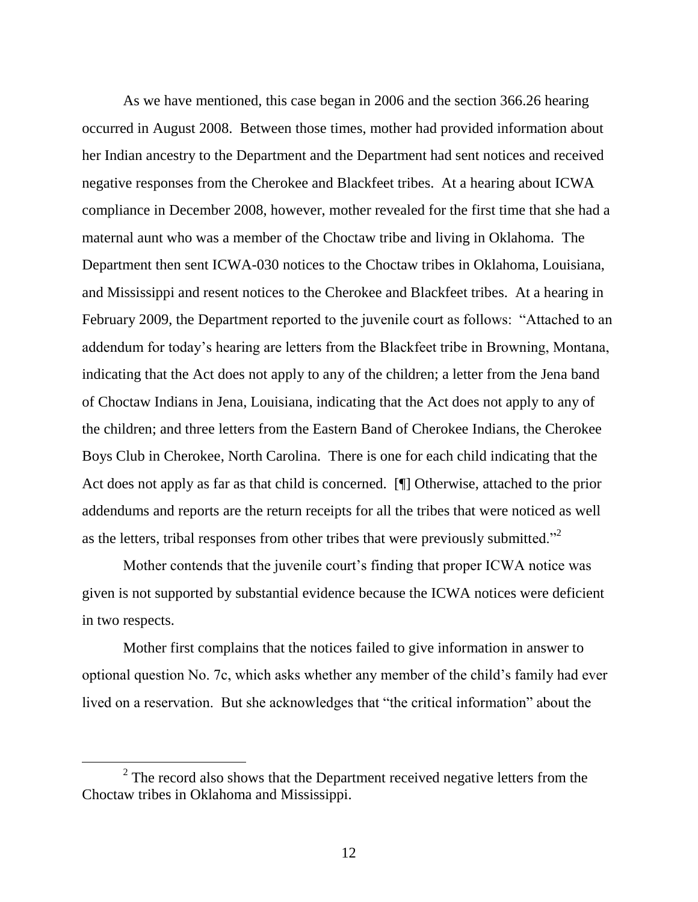As we have mentioned, this case began in 2006 and the section 366.26 hearing occurred in August 2008. Between those times, mother had provided information about her Indian ancestry to the Department and the Department had sent notices and received negative responses from the Cherokee and Blackfeet tribes. At a hearing about ICWA compliance in December 2008, however, mother revealed for the first time that she had a maternal aunt who was a member of the Choctaw tribe and living in Oklahoma. The Department then sent ICWA-030 notices to the Choctaw tribes in Oklahoma, Louisiana, and Mississippi and resent notices to the Cherokee and Blackfeet tribes. At a hearing in February 2009, the Department reported to the juvenile court as follows: "Attached to an addendum for today's hearing are letters from the Blackfeet tribe in Browning, Montana, indicating that the Act does not apply to any of the children; a letter from the Jena band of Choctaw Indians in Jena, Louisiana, indicating that the Act does not apply to any of the children; and three letters from the Eastern Band of Cherokee Indians, the Cherokee Boys Club in Cherokee, North Carolina. There is one for each child indicating that the Act does not apply as far as that child is concerned. [¶] Otherwise, attached to the prior addendums and reports are the return receipts for all the tribes that were noticed as well as the letters, tribal responses from other tribes that were previously submitted."[2]

Mother contends that the juvenile court's finding that proper ICWA notice was given is not supported by substantial evidence because the ICWA notices were deficient in two respects.

Mother first complains that the notices failed to give information in answer to optional question No. 7c, which asks whether any member of the child's family had ever lived on a reservation. But she acknowledges that "the critical information" about the

---

[2] The record also shows that the Department received negative letters from the Choctaw tribes in Oklahoma and Mississippi.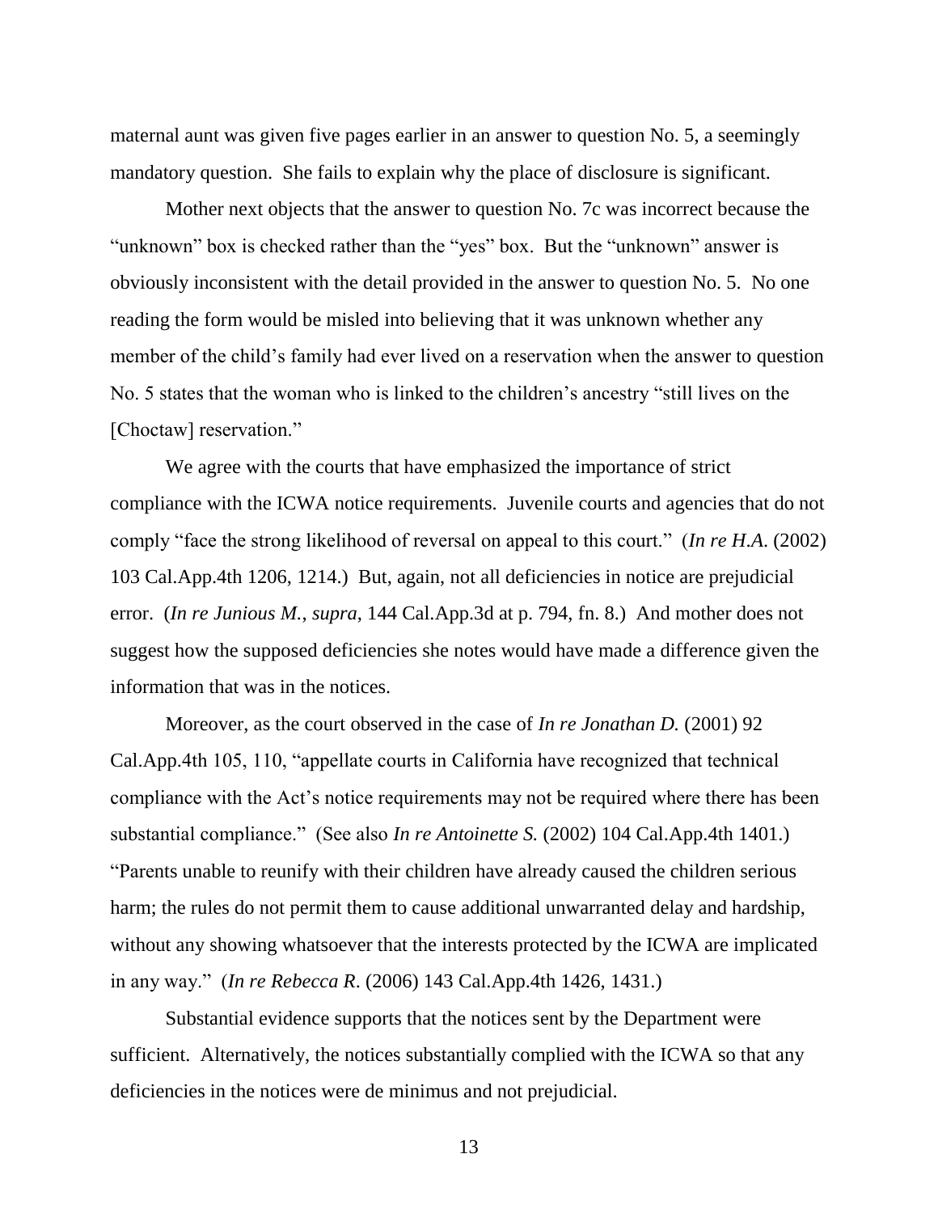maternal aunt was given five pages earlier in an answer to question No. 5, a seemingly mandatory question. She fails to explain why the place of disclosure is significant.

Mother next objects that the answer to question No. 7c was incorrect because the "unknown" box is checked rather than the "yes" box. But the "unknown" answer is obviously inconsistent with the detail provided in the answer to question No. 5. No one reading the form would be misled into believing that it was unknown whether any member of the child's family had ever lived on a reservation when the answer to question No. 5 states that the woman who is linked to the children's ancestry "still lives on the [Choctaw] reservation."

We agree with the courts that have emphasized the importance of strict compliance with the ICWA notice requirements. Juvenile courts and agencies that do not comply "face the strong likelihood of reversal on appeal to this court." (*In re H.A.* (2002) 103 Cal.App.4th 1206, 1214.) But, again, not all deficiencies in notice are prejudicial error. (*In re Junious M., supra*, 144 Cal.App.3d at p. 794, fn. 8.) And mother does not suggest how the supposed deficiencies she notes would have made a difference given the information that was in the notices.

Moreover, as the court observed in the case of *In re Jonathan D.* (2001) 92 Cal.App.4th 105, 110, "appellate courts in California have recognized that technical compliance with the Act's notice requirements may not be required where there has been substantial compliance." (See also *In re Antoinette S.* (2002) 104 Cal.App.4th 1401.) "Parents unable to reunify with their children have already caused the children serious harm; the rules do not permit them to cause additional unwarranted delay and hardship, without any showing whatsoever that the interests protected by the ICWA are implicated in any way." (*In re Rebecca R*. (2006) 143 Cal.App.4th 1426, 1431.)

Substantial evidence supports that the notices sent by the Department were sufficient. Alternatively, the notices substantially complied with the ICWA so that any deficiencies in the notices were de minimus and not prejudicial.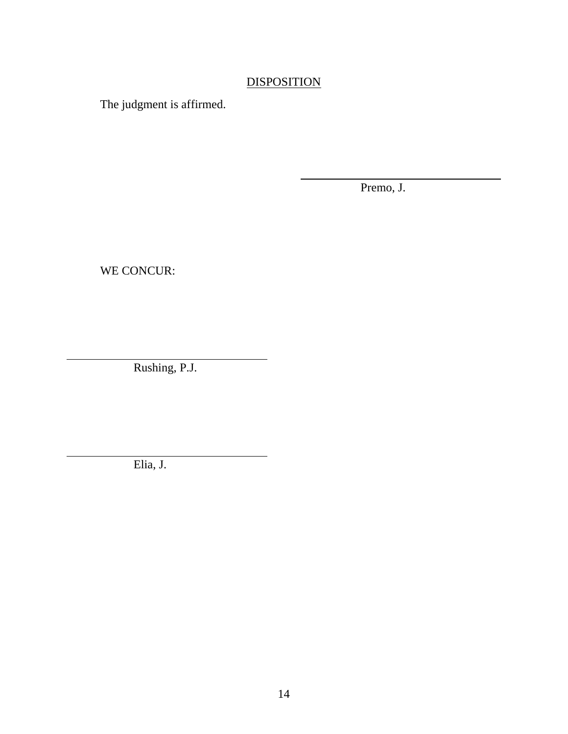## DISPOSITION

The judgment is affirmed.

\_\_\_\_\_\_\_\_\_\_\_\_\_\_\_\_\_\_\_\_\_\_\_\_\_\_\_\_\_\_\_\_\_\_
Premo, J.

WE CONCUR:

\_\_\_\_\_\_\_\_\_\_\_\_\_\_\_\_\_\_\_\_\_\_\_\_\_\_\_\_\_\_\_\_\_\_
Rushing, P.J.

\_\_\_\_\_\_\_\_\_\_\_\_\_\_\_\_\_\_\_\_\_\_\_\_\_\_\_\_\_\_\_\_\_\_
Elia, J.